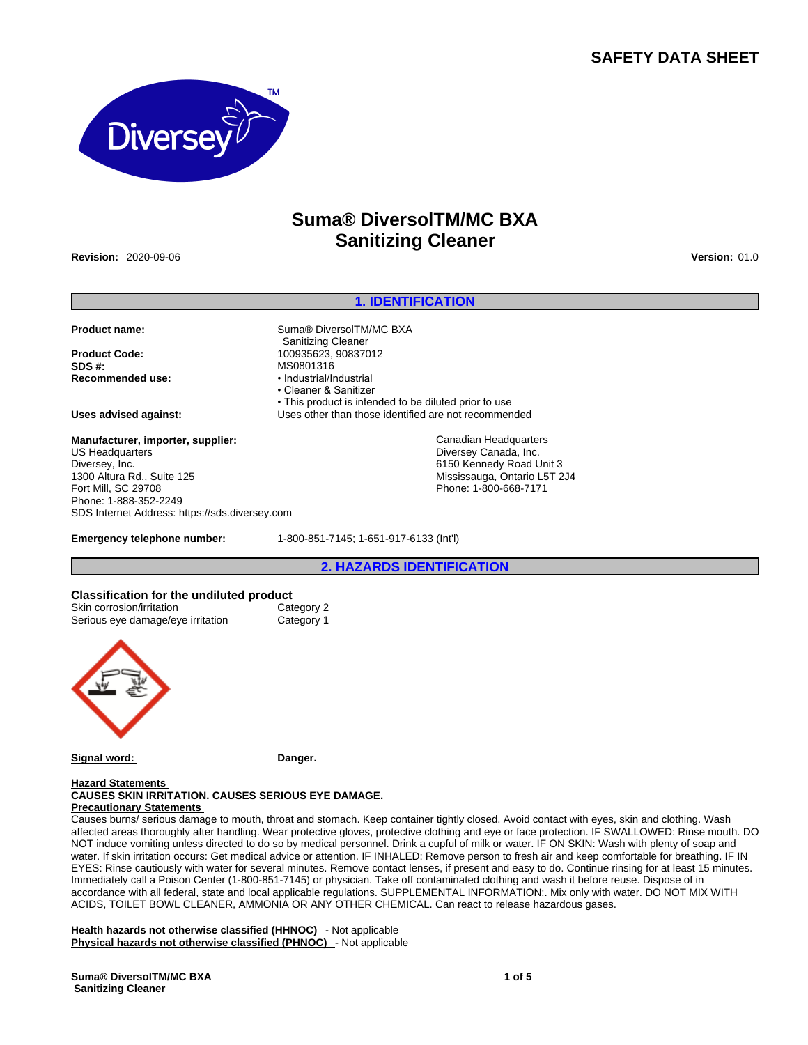# SAFETY DATA SHEET

# Suma® DiversolTM/MC BXA Sanitizing Cleaner

**Revision:** 2020-09-06

**Version:** 01.0

## 1. IDENTIFICATION

**Product name:** Suma® DiversolTM/MC BXA Sanitizing Cleaner

**Product Code:** 100935623, 90837012

**SDS #:** MS0801316

**Recommended use:**
- Industrial/Industrial
- Cleaner & Sanitizer
- This product is intended to be diluted prior to use

**Uses advised against:** Uses other than those identified are not recommended

**Manufacturer, importer, supplier:**
US Headquarters
Diversey, Inc.
1300 Altura Rd., Suite 125
Fort Mill, SC 29708
Phone: 1-888-352-2249
SDS Internet Address: https://sds.diversey.com

Canadian Headquarters
Diversey Canada, Inc.
6150 Kennedy Road Unit 3
Mississauga, Ontario L5T 2J4
Phone: 1-800-668-7171

**Emergency telephone number:** 1-800-851-7145; 1-651-917-6133 (Int'l)

## 2. HAZARDS IDENTIFICATION

**Classification for the undiluted product**

| | |
|---|---|
| Skin corrosion/irritation | Category 2 |
| Serious eye damage/eye irritation | Category 1 |

**Signal word:** **Danger.**

**Hazard Statements**

**CAUSES SKIN IRRITATION. CAUSES SERIOUS EYE DAMAGE.**

**Precautionary Statements**

Causes burns/ serious damage to mouth, throat and stomach. Keep container tightly closed. Avoid contact with eyes, skin and clothing. Wash affected areas thoroughly after handling. Wear protective gloves, protective clothing and eye or face protection. IF SWALLOWED: Rinse mouth. DO NOT induce vomiting unless directed to do so by medical personnel. Drink a cupful of milk or water. IF ON SKIN: Wash with plenty of soap and water. If skin irritation occurs: Get medical advice or attention. IF INHALED: Remove person to fresh air and keep comfortable for breathing. IF IN EYES: Rinse cautiously with water for several minutes. Remove contact lenses, if present and easy to do. Continue rinsing for at least 15 minutes. Immediately call a Poison Center (1-800-851-7145) or physician. Take off contaminated clothing and wash it before reuse. Dispose of in accordance with all federal, state and local applicable regulations. SUPPLEMENTAL INFORMATION:. Mix only with water. DO NOT MIX WITH ACIDS, TOILET BOWL CLEANER, AMMONIA OR ANY OTHER CHEMICAL. Can react to release hazardous gases.

**Health hazards not otherwise classified (HHNOC)** - Not applicable

**Physical hazards not otherwise classified (PHNOC)** - Not applicable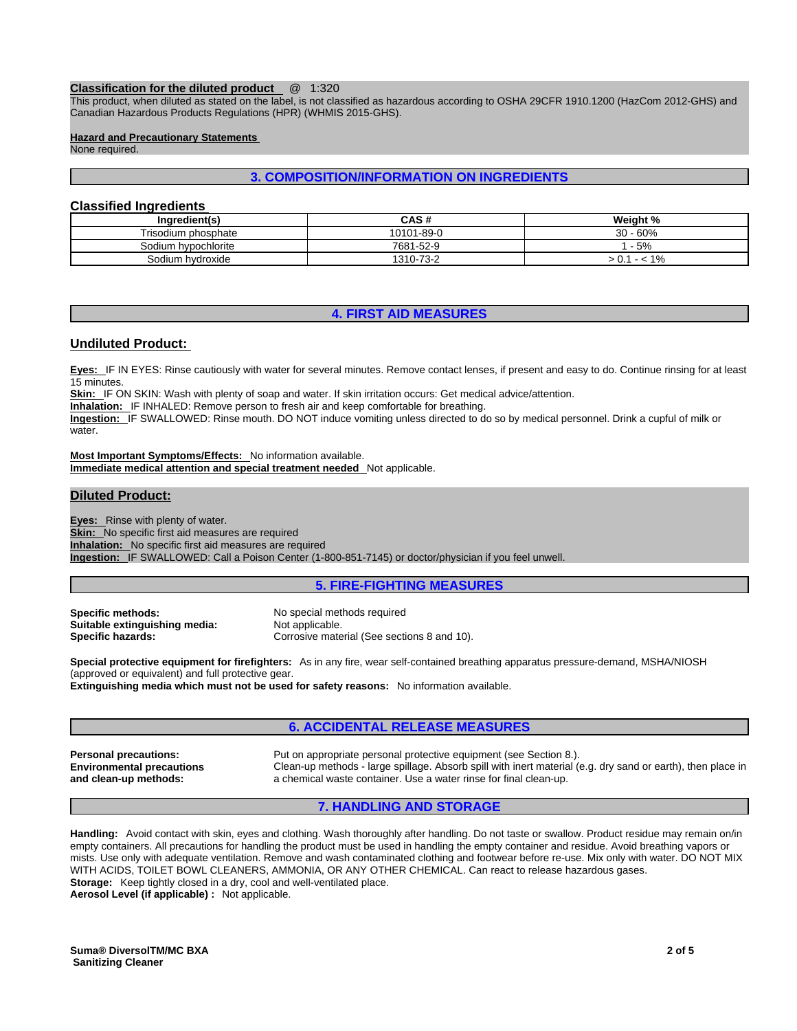**Classification for the diluted product** @ 1:320
This product, when diluted as stated on the label, is not classified as hazardous according to OSHA 29CFR 1910.1200 (HazCom 2012-GHS) and Canadian Hazardous Products Regulations (HPR) (WHMIS 2015-GHS).

**Hazard and Precautionary Statements**
None required.

## 3. COMPOSITION/INFORMATION ON INGREDIENTS

### Classified Ingredients

| Ingredient(s) | CAS # | Weight % |
|---|---|---|
| Trisodium phosphate | 10101-89-0 | 30 - 60% |
| Sodium hypochlorite | 7681-52-9 | 1 - 5% |
| Sodium hydroxide | 1310-73-2 | > 0.1 - < 1% |

## 4. FIRST AID MEASURES

### Undiluted Product:

**Eyes:** IF IN EYES: Rinse cautiously with water for several minutes. Remove contact lenses, if present and easy to do. Continue rinsing for at least 15 minutes.
**Skin:** IF ON SKIN: Wash with plenty of soap and water. If skin irritation occurs: Get medical advice/attention.
**Inhalation:** IF INHALED: Remove person to fresh air and keep comfortable for breathing.
**Ingestion:** IF SWALLOWED: Rinse mouth. DO NOT induce vomiting unless directed to do so by medical personnel. Drink a cupful of milk or water.

**Most Important Symptoms/Effects:** No information available.
**Immediate medical attention and special treatment needed** Not applicable.

### Diluted Product:

**Eyes:** Rinse with plenty of water.
**Skin:** No specific first aid measures are required
**Inhalation:** No specific first aid measures are required
**Ingestion:** IF SWALLOWED: Call a Poison Center (1-800-851-7145) or doctor/physician if you feel unwell.

## 5. FIRE-FIGHTING MEASURES

**Specific methods:** No special methods required
**Suitable extinguishing media:** Not applicable.
**Specific hazards:** Corrosive material (See sections 8 and 10).

**Special protective equipment for firefighters:** As in any fire, wear self-contained breathing apparatus pressure-demand, MSHA/NIOSH (approved or equivalent) and full protective gear.
**Extinguishing media which must not be used for safety reasons:** No information available.

## 6. ACCIDENTAL RELEASE MEASURES

**Personal precautions:** Put on appropriate personal protective equipment (see Section 8.).
**Environmental precautions and clean-up methods:** Clean-up methods - large spillage. Absorb spill with inert material (e.g. dry sand or earth), then place in a chemical waste container. Use a water rinse for final clean-up.

## 7. HANDLING AND STORAGE

**Handling:** Avoid contact with skin, eyes and clothing. Wash thoroughly after handling. Do not taste or swallow. Product residue may remain on/in empty containers. All precautions for handling the product must be used in handling the empty container and residue. Avoid breathing vapors or mists. Use only with adequate ventilation. Remove and wash contaminated clothing and footwear before re-use. Mix only with water. DO NOT MIX WITH ACIDS, TOILET BOWL CLEANERS, AMMONIA, OR ANY OTHER CHEMICAL. Can react to release hazardous gases.
**Storage:** Keep tightly closed in a dry, cool and well-ventilated place.
**Aerosol Level (if applicable) :** Not applicable.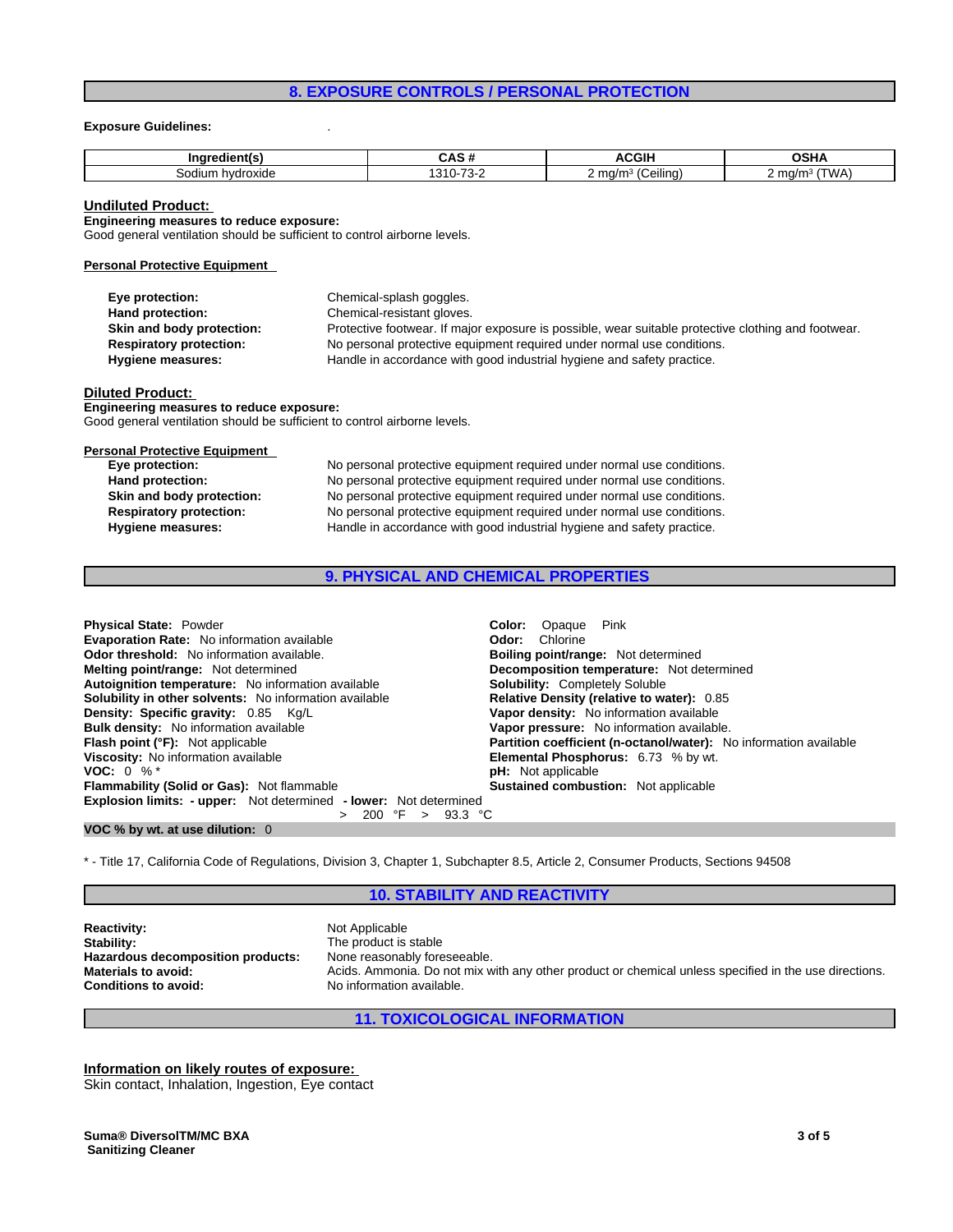## 8. EXPOSURE CONTROLS / PERSONAL PROTECTION

**Exposure Guidelines:** .

| Ingredient(s) | CAS # | ACGIH | OSHA |
|---|---|---|---|
| Sodium hydroxide | 1310-73-2 | 2 mg/m³ (Ceiling) | 2 mg/m³ (TWA) |

**Undiluted Product:**

**Engineering measures to reduce exposure:**
Good general ventilation should be sufficient to control airborne levels.

**Personal Protective Equipment**

**Eye protection:** Chemical-splash goggles.
**Hand protection:** Chemical-resistant gloves.
**Skin and body protection:** Protective footwear. If major exposure is possible, wear suitable protective clothing and footwear.
**Respiratory protection:** No personal protective equipment required under normal use conditions.
**Hygiene measures:** Handle in accordance with good industrial hygiene and safety practice.

**Diluted Product:**

**Engineering measures to reduce exposure:**
Good general ventilation should be sufficient to control airborne levels.

**Personal Protective Equipment**

**Eye protection:** No personal protective equipment required under normal use conditions.
**Hand protection:** No personal protective equipment required under normal use conditions.
**Skin and body protection:** No personal protective equipment required under normal use conditions.
**Respiratory protection:** No personal protective equipment required under normal use conditions.
**Hygiene measures:** Handle in accordance with good industrial hygiene and safety practice.

## 9. PHYSICAL AND CHEMICAL PROPERTIES

**Physical State:** Powder
**Evaporation Rate:** No information available
**Odor threshold:** No information available.
**Melting point/range:** Not determined
**Autoignition temperature:** No information available
**Solubility in other solvents:** No information available
**Density: Specific gravity:** 0.85 Kg/L
**Bulk density:** No information available
**Flash point (°F):** Not applicable
**Viscosity:** No information available
**VOC:** 0 % *
**Flammability (Solid or Gas):** Not flammable
**Explosion limits: - upper:** Not determined **- lower:** Not determined
\> 200 °F > 93.3 °C

**Color:** Opaque Pink
**Odor:** Chlorine
**Boiling point/range:** Not determined
**Decomposition temperature:** Not determined
**Solubility:** Completely Soluble
**Relative Density (relative to water):** 0.85
**Vapor density:** No information available
**Vapor pressure:** No information available.
**Partition coefficient (n-octanol/water):** No information available
**Elemental Phosphorus:** 6.73 % by wt.
**pH:** Not applicable
**Sustained combustion:** Not applicable

**VOC % by wt. at use dilution:** 0

\* - Title 17, California Code of Regulations, Division 3, Chapter 1, Subchapter 8.5, Article 2, Consumer Products, Sections 94508

## 10. STABILITY AND REACTIVITY

**Reactivity:** Not Applicable
**Stability:** The product is stable
**Hazardous decomposition products:** None reasonably foreseeable.
**Materials to avoid:** Acids. Ammonia. Do not mix with any other product or chemical unless specified in the use directions.
**Conditions to avoid:** No information available.

## 11. TOXICOLOGICAL INFORMATION

**Information on likely routes of exposure:**
Skin contact, Inhalation, Ingestion, Eye contact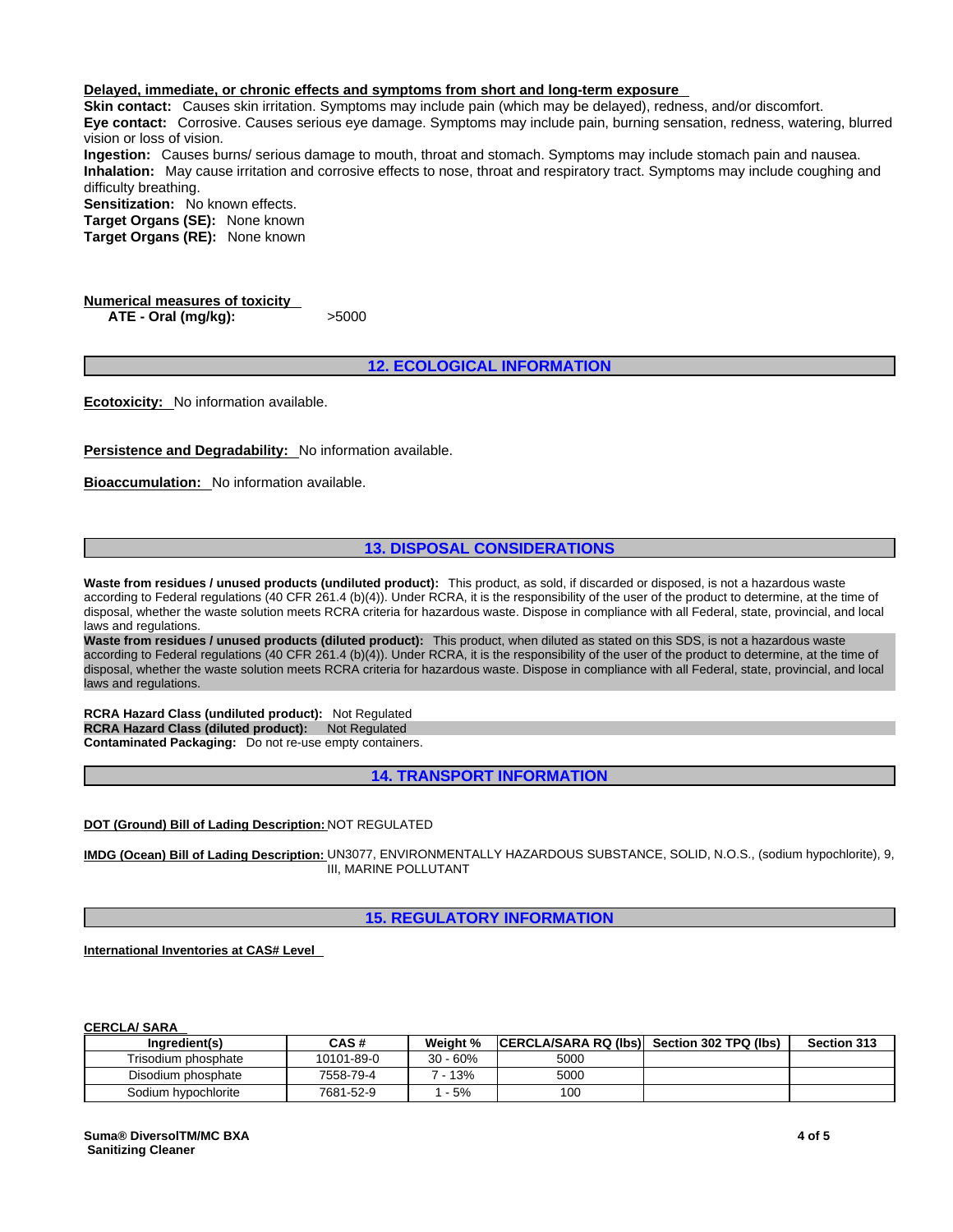**Delayed, immediate, or chronic effects and symptoms from short and long-term exposure**

**Skin contact:** Causes skin irritation. Symptoms may include pain (which may be delayed), redness, and/or discomfort.
**Eye contact:** Corrosive. Causes serious eye damage. Symptoms may include pain, burning sensation, redness, watering, blurred vision or loss of vision.
**Ingestion:** Causes burns/ serious damage to mouth, throat and stomach. Symptoms may include stomach pain and nausea.
**Inhalation:** May cause irritation and corrosive effects to nose, throat and respiratory tract. Symptoms may include coughing and difficulty breathing.
**Sensitization:** No known effects.
**Target Organs (SE):** None known
**Target Organs (RE):** None known

**Numerical measures of toxicity**

**ATE - Oral (mg/kg):** >5000

## 12. ECOLOGICAL INFORMATION

**Ecotoxicity:** No information available.

**Persistence and Degradability:** No information available.

**Bioaccumulation:** No information available.

## 13. DISPOSAL CONSIDERATIONS

**Waste from residues / unused products (undiluted product):** This product, as sold, if discarded or disposed, is not a hazardous waste according to Federal regulations (40 CFR 261.4 (b)(4)). Under RCRA, it is the responsibility of the user of the product to determine, at the time of disposal, whether the waste solution meets RCRA criteria for hazardous waste. Dispose in compliance with all Federal, state, provincial, and local laws and regulations.
**Waste from residues / unused products (diluted product):** This product, when diluted as stated on this SDS, is not a hazardous waste according to Federal regulations (40 CFR 261.4 (b)(4)). Under RCRA, it is the responsibility of the user of the product to determine, at the time of disposal, whether the waste solution meets RCRA criteria for hazardous waste. Dispose in compliance with all Federal, state, provincial, and local laws and regulations.

**RCRA Hazard Class (undiluted product):** Not Regulated
**RCRA Hazard Class (diluted product):** Not Regulated
**Contaminated Packaging:** Do not re-use empty containers.

## 14. TRANSPORT INFORMATION

**DOT (Ground) Bill of Lading Description:** NOT REGULATED

**IMDG (Ocean) Bill of Lading Description:** UN3077, ENVIRONMENTALLY HAZARDOUS SUBSTANCE, SOLID, N.O.S., (sodium hypochlorite), 9, III, MARINE POLLUTANT

## 15. REGULATORY INFORMATION

**International Inventories at CAS# Level**

**CERCLA/ SARA**

| Ingredient(s) | CAS # | Weight % | CERCLA/SARA RQ (lbs) | Section 302 TPQ (lbs) | Section 313 |
|---|---|---|---|---|---|
| Trisodium phosphate | 10101-89-0 | 30 - 60% | 5000 | | |
| Disodium phosphate | 7558-79-4 | 7 - 13% | 5000 | | |
| Sodium hypochlorite | 7681-52-9 | 1 - 5% | 100 | | |

**Suma® DiversolTM/MC BXA**
**Sanitizing Cleaner**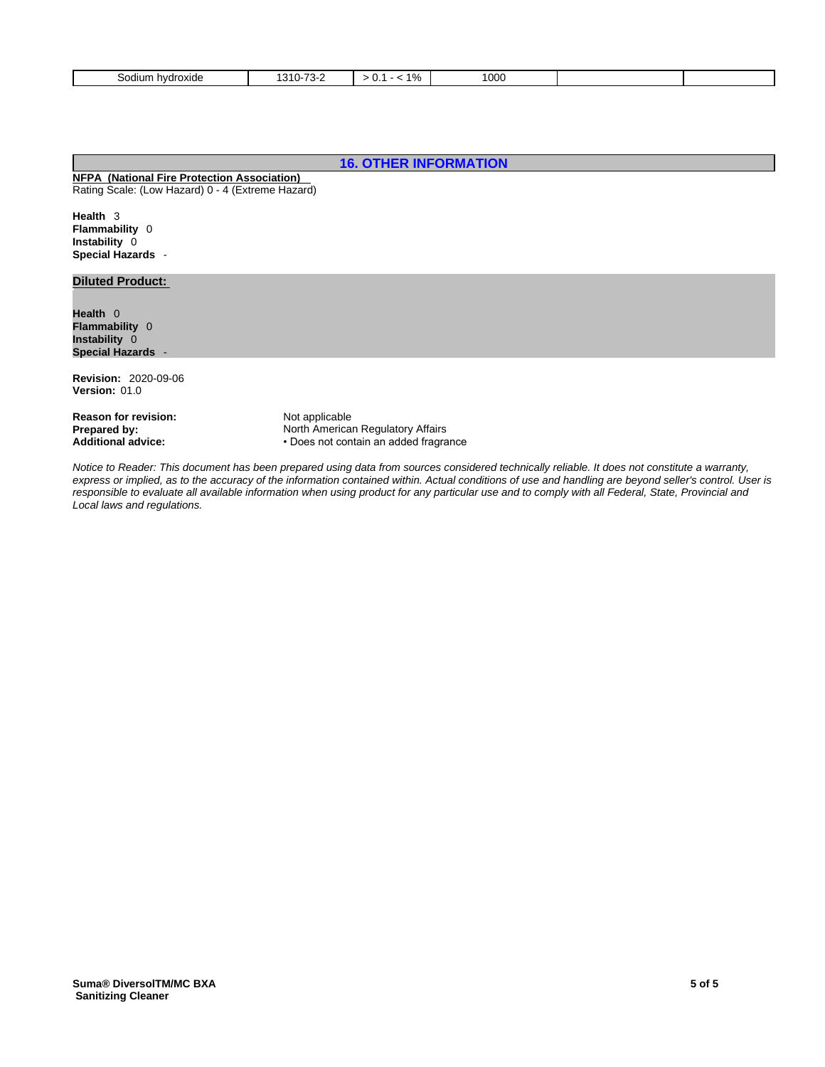| | | | | | |
|---|---|---|---|---|---|
| Sodium hydroxide | 1310-73-2 | > 0.1 - < 1% | 1000 | | |

## 16. OTHER INFORMATION

**NFPA (National Fire Protection Association)**
Rating Scale: (Low Hazard) 0 - 4 (Extreme Hazard)

**Health** 3
**Flammability** 0
**Instability** 0
**Special Hazards** -

**Diluted Product:**

**Health** 0
**Flammability** 0
**Instability** 0
**Special Hazards** -

**Revision:** 2020-09-06
**Version:** 01.0

**Reason for revision:** Not applicable
**Prepared by:** North American Regulatory Affairs
**Additional advice:** • Does not contain an added fragrance

*Notice to Reader: This document has been prepared using data from sources considered technically reliable. It does not constitute a warranty, express or implied, as to the accuracy of the information contained within. Actual conditions of use and handling are beyond seller's control. User is responsible to evaluate all available information when using product for any particular use and to comply with all Federal, State, Provincial and Local laws and regulations.*